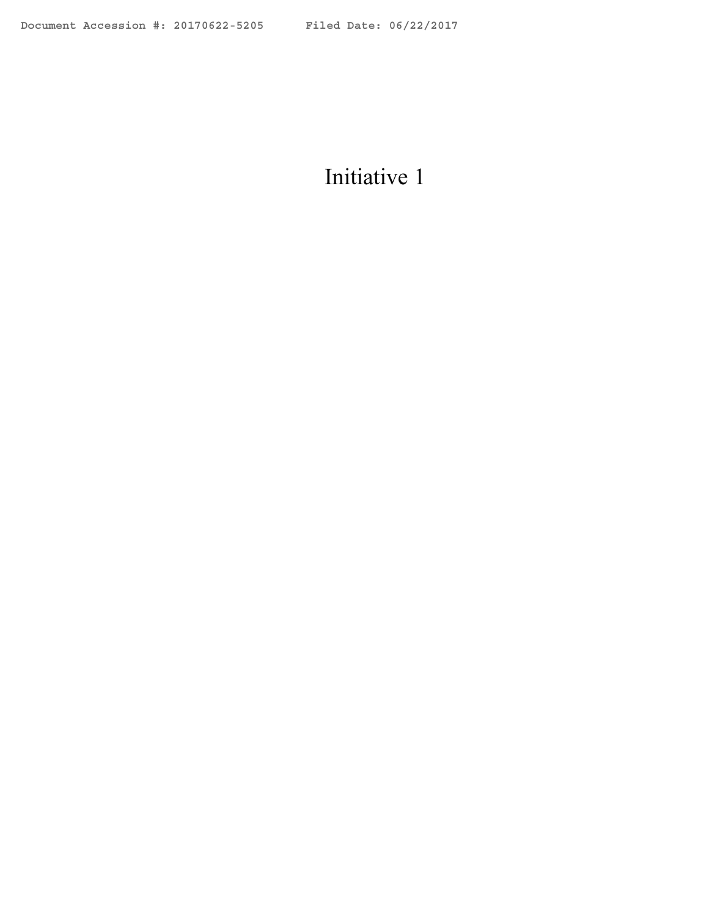# Initiative 1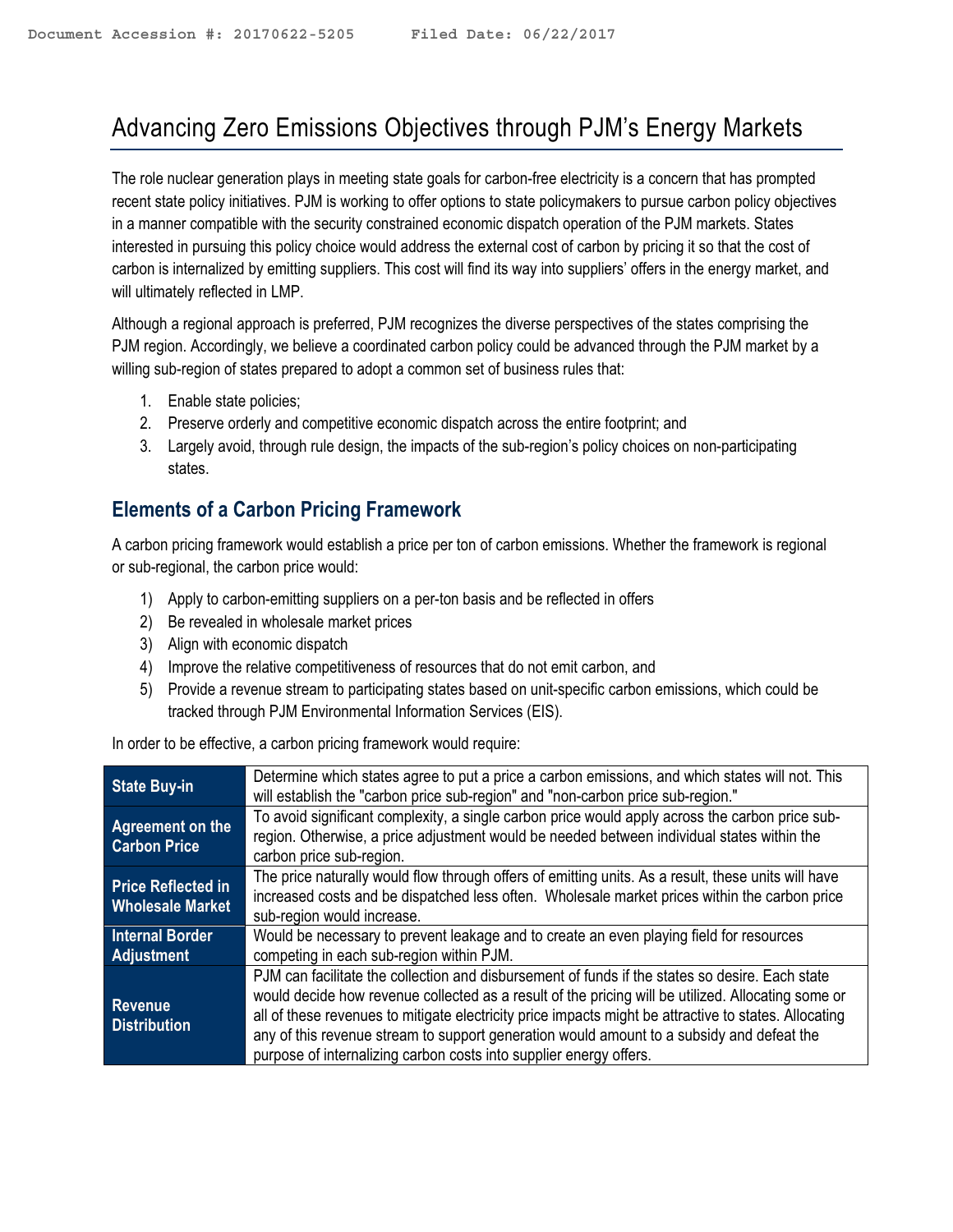# Advancing Zero Emissions Objectives through PJM's Energy Markets

The role nuclear generation plays in meeting state goals for carbon-free electricity is a concern that has prompted recent state policy initiatives. PJM is working to offer options to state policymakers to pursue carbon policy objectives in a manner compatible with the security constrained economic dispatch operation of the PJM markets. States interested in pursuing this policy choice would address the external cost of carbon by pricing it so that the cost of carbon is internalized by emitting suppliers. This cost will find its way into suppliers' offers in the energy market, and will ultimately reflected in LMP.

Although a regional approach is preferred, PJM recognizes the diverse perspectives of the states comprising the PJM region. Accordingly, we believe a coordinated carbon policy could be advanced through the PJM market by a willing sub-region of states prepared to adopt a common set of business rules that:

1. Enable state policies;
2. Preserve orderly and competitive economic dispatch across the entire footprint; and
3. Largely avoid, through rule design, the impacts of the sub-region's policy choices on non-participating states.

## Elements of a Carbon Pricing Framework

A carbon pricing framework would establish a price per ton of carbon emissions. Whether the framework is regional or sub-regional, the carbon price would:

1) Apply to carbon-emitting suppliers on a per-ton basis and be reflected in offers
2) Be revealed in wholesale market prices
3) Align with economic dispatch
4) Improve the relative competitiveness of resources that do not emit carbon, and
5) Provide a revenue stream to participating states based on unit-specific carbon emissions, which could be tracked through PJM Environmental Information Services (EIS).

In order to be effective, a carbon pricing framework would require:

| | |
|---|---|
| **State Buy-in** | Determine which states agree to put a price a carbon emissions, and which states will not. This will establish the "carbon price sub-region" and "non-carbon price sub-region." |
| **Agreement on the Carbon Price** | To avoid significant complexity, a single carbon price would apply across the carbon price sub-region. Otherwise, a price adjustment would be needed between individual states within the carbon price sub-region. |
| **Price Reflected in Wholesale Market** | The price naturally would flow through offers of emitting units. As a result, these units will have increased costs and be dispatched less often. Wholesale market prices within the carbon price sub-region would increase. |
| **Internal Border Adjustment** | Would be necessary to prevent leakage and to create an even playing field for resources competing in each sub-region within PJM. |
| **Revenue Distribution** | PJM can facilitate the collection and disbursement of funds if the states so desire. Each state would decide how revenue collected as a result of the pricing will be utilized. Allocating some or all of these revenues to mitigate electricity price impacts might be attractive to states. Allocating any of this revenue stream to support generation would amount to a subsidy and defeat the purpose of internalizing carbon costs into supplier energy offers. |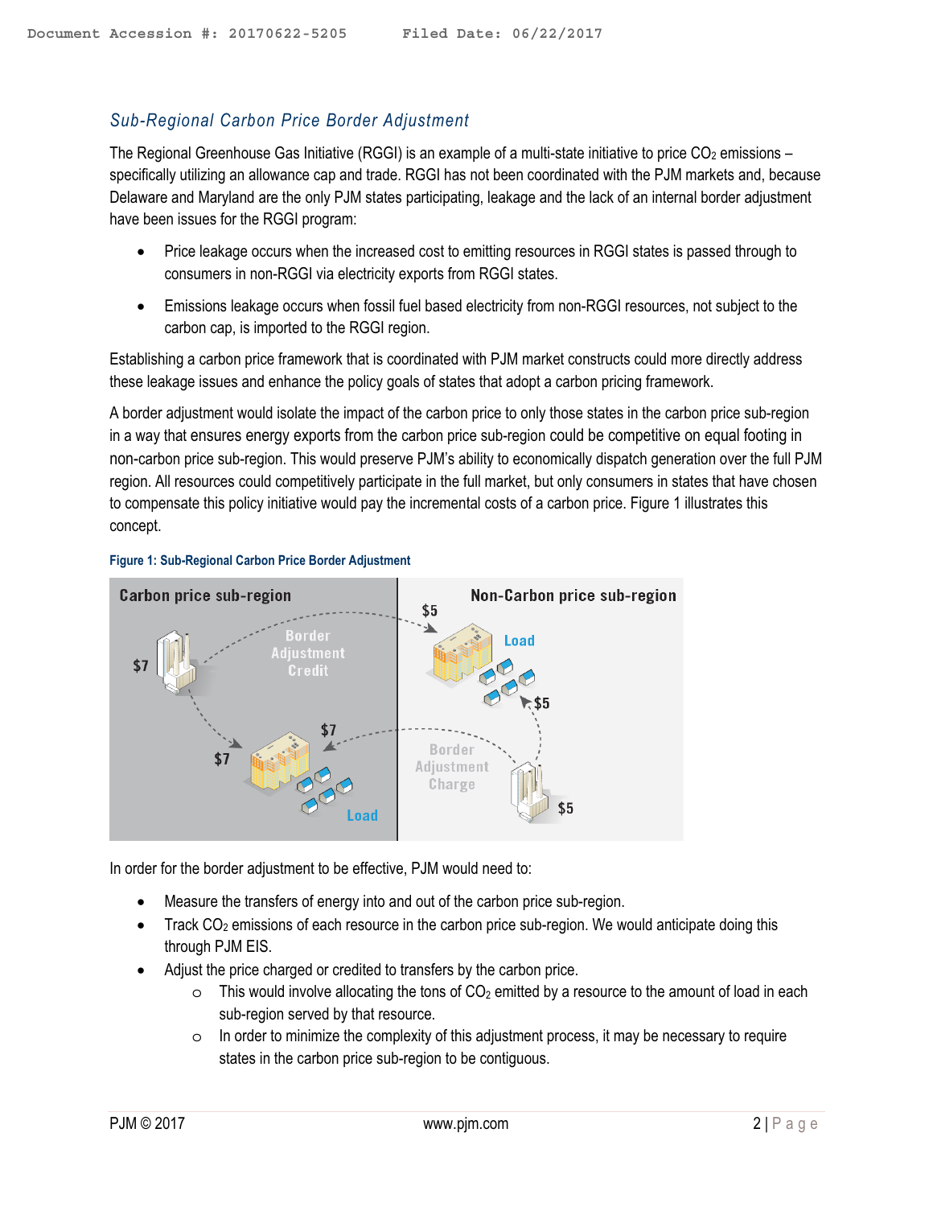## *Sub-Regional Carbon Price Border Adjustment*

The Regional Greenhouse Gas Initiative (RGGI) is an example of a multi-state initiative to price $CO_2$ emissions – specifically utilizing an allowance cap and trade. RGGI has not been coordinated with the PJM markets and, because Delaware and Maryland are the only PJM states participating, leakage and the lack of an internal border adjustment have been issues for the RGGI program:

- Price leakage occurs when the increased cost to emitting resources in RGGI states is passed through to consumers in non-RGGI via electricity exports from RGGI states.
- Emissions leakage occurs when fossil fuel based electricity from non-RGGI resources, not subject to the carbon cap, is imported to the RGGI region.

Establishing a carbon price framework that is coordinated with PJM market constructs could more directly address these leakage issues and enhance the policy goals of states that adopt a carbon pricing framework.

A border adjustment would isolate the impact of the carbon price to only those states in the carbon price sub-region in a way that ensures energy exports from the carbon price sub-region could be competitive on equal footing in non-carbon price sub-region. This would preserve PJM's ability to economically dispatch generation over the full PJM region. All resources could competitively participate in the full market, but only consumers in states that have chosen to compensate this policy initiative would pay the incremental costs of a carbon price. Figure 1 illustrates this concept.

**Figure 1: Sub-Regional Carbon Price Border Adjustment**

| Carbon price sub-region | Non-Carbon price sub-region |
| --- | --- |
| $7 generator → $7 Load (carbon price sub-region) | $5 generator → $5 Load (non-carbon price sub-region) |
| $7 generator → Border Adjustment Credit → $5 Load (non-carbon price sub-region) | $5 generator → Border Adjustment Charge → $7 Load (carbon price sub-region) |

In order for the border adjustment to be effective, PJM would need to:

- Measure the transfers of energy into and out of the carbon price sub-region.
- Track $CO_2$ emissions of each resource in the carbon price sub-region. We would anticipate doing this through PJM EIS.
- Adjust the price charged or credited to transfers by the carbon price.
  - This would involve allocating the tons of $CO_2$ emitted by a resource to the amount of load in each sub-region served by that resource.
  - In order to minimize the complexity of this adjustment process, it may be necessary to require states in the carbon price sub-region to be contiguous.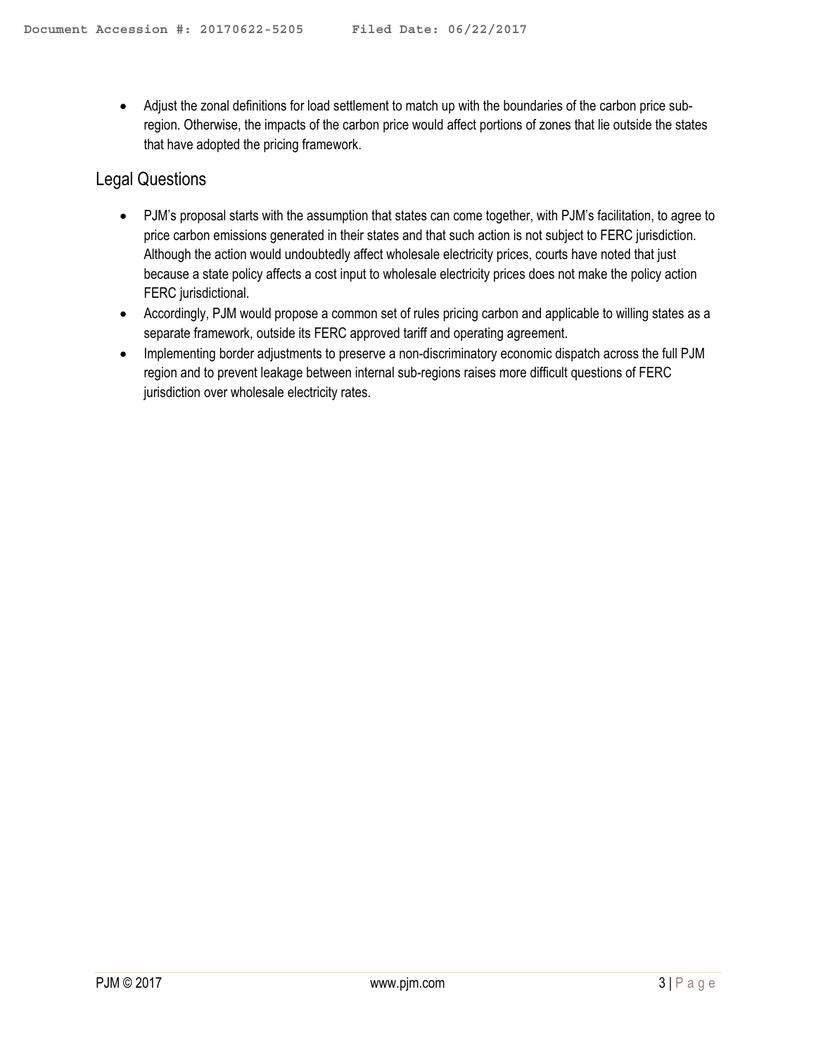- Adjust the zonal definitions for load settlement to match up with the boundaries of the carbon price sub-region. Otherwise, the impacts of the carbon price would affect portions of zones that lie outside the states that have adopted the pricing framework.

## Legal Questions

- PJM's proposal starts with the assumption that states can come together, with PJM's facilitation, to agree to price carbon emissions generated in their states and that such action is not subject to FERC jurisdiction. Although the action would undoubtedly affect wholesale electricity prices, courts have noted that just because a state policy affects a cost input to wholesale electricity prices does not make the policy action FERC jurisdictional.
- Accordingly, PJM would propose a common set of rules pricing carbon and applicable to willing states as a separate framework, outside its FERC approved tariff and operating agreement.
- Implementing border adjustments to preserve a non-discriminatory economic dispatch across the full PJM region and to prevent leakage between internal sub-regions raises more difficult questions of FERC jurisdiction over wholesale electricity rates.